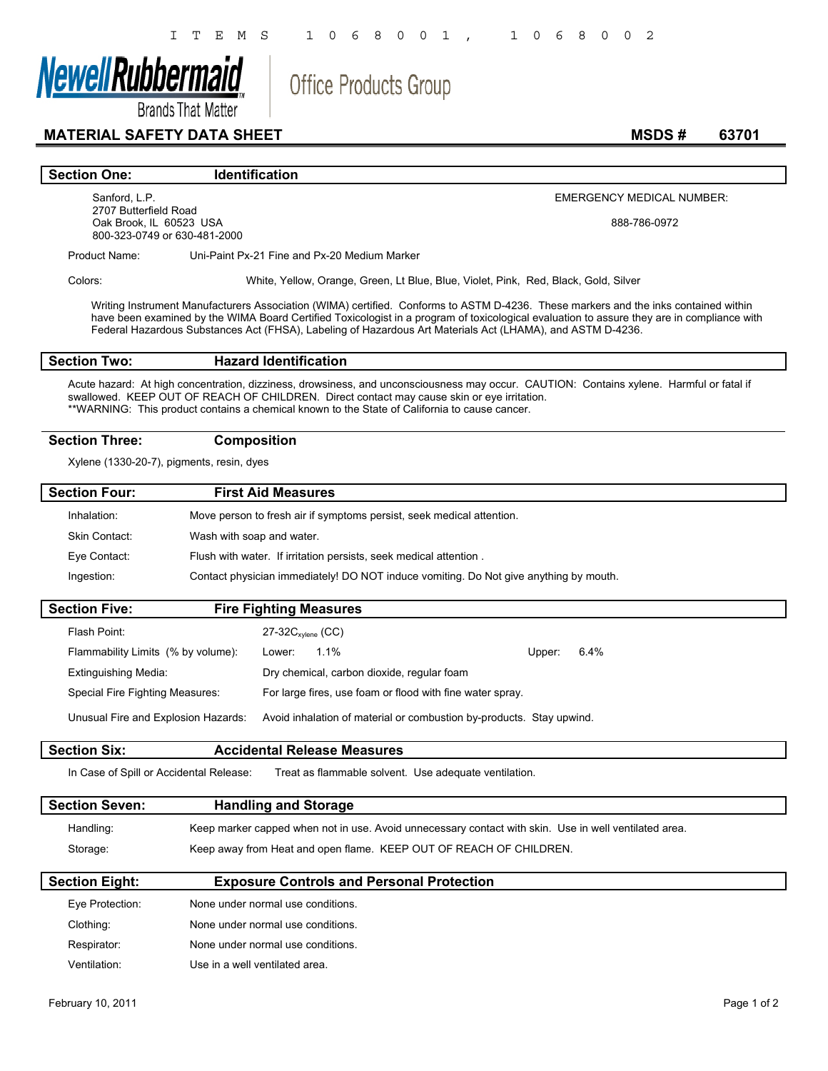ITEMS 1068001, 1068002

Newell Rubbermaid — Brands That Matter | Office Products Group

# MATERIAL SAFETY DATA SHEET

**MSDS # 63701**

## Section One: Identification

Sanford, L.P.
2707 Butterfield Road
Oak Brook, IL 60523 USA
800-323-0749 or 630-481-2000

EMERGENCY MEDICAL NUMBER:

888-786-0972

Product Name: Uni-Paint Px-21 Fine and Px-20 Medium Marker

Colors: White, Yellow, Orange, Green, Lt Blue, Blue, Violet, Pink, Red, Black, Gold, Silver

Writing Instrument Manufacturers Association (WIMA) certified. Conforms to ASTM D-4236. These markers and the inks contained within have been examined by the WIMA Board Certified Toxicologist in a program of toxicological evaluation to assure they are in compliance with Federal Hazardous Substances Act (FHSA), Labeling of Hazardous Art Materials Act (LHAMA), and ASTM D-4236.

## Section Two: Hazard Identification

Acute hazard: At high concentration, dizziness, drowsiness, and unconsciousness may occur. CAUTION: Contains xylene. Harmful or fatal if swallowed. KEEP OUT OF REACH OF CHILDREN. Direct contact may cause skin or eye irritation.
**WARNING: This product contains a chemical known to the State of California to cause cancer.

## Section Three: Composition

Xylene (1330-20-7), pigments, resin, dyes

## Section Four: First Aid Measures

Inhalation: Move person to fresh air if symptoms persist, seek medical attention.

Skin Contact: Wash with soap and water.

Eye Contact: Flush with water. If irritation persists, seek medical attention .

Ingestion: Contact physician immediately! DO NOT induce vomiting. Do Not give anything by mouth.

## Section Five: Fire Fighting Measures

Flash Point: 27-32$C_{xylene}$ (CC)

Flammability Limits (% by volume): Lower: 1.1% Upper: 6.4%

Extinguishing Media: Dry chemical, carbon dioxide, regular foam

Special Fire Fighting Measures: For large fires, use foam or flood with fine water spray.

Unusual Fire and Explosion Hazards: Avoid inhalation of material or combustion by-products. Stay upwind.

## Section Six: Accidental Release Measures

In Case of Spill or Accidental Release: Treat as flammable solvent. Use adequate ventilation.

## Section Seven: Handling and Storage

Handling: Keep marker capped when not in use. Avoid unnecessary contact with skin. Use in well ventilated area.

Storage: Keep away from Heat and open flame. KEEP OUT OF REACH OF CHILDREN.

## Section Eight: Exposure Controls and Personal Protection

Eye Protection: None under normal use conditions.

Clothing: None under normal use conditions.

Respirator: None under normal use conditions.

Ventilation: Use in a well ventilated area.

February 10, 2011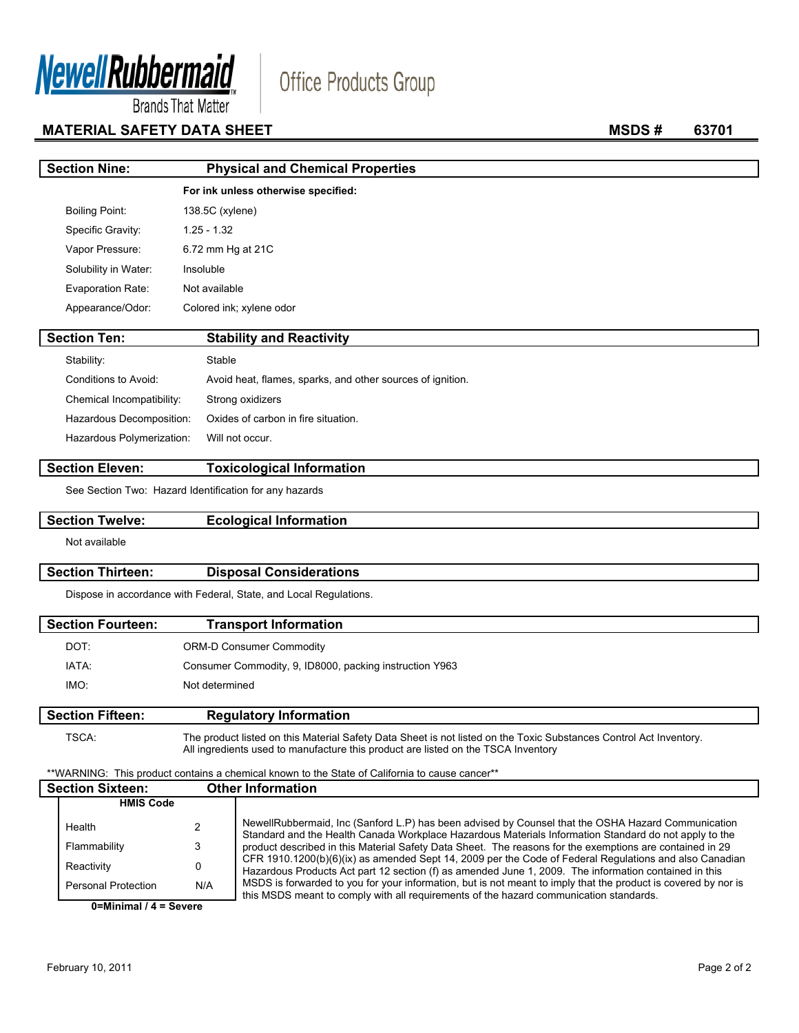Newell Rubbermaid
Brands That Matter

Office Products Group

**MATERIAL SAFETY DATA SHEET** **MSDS # 63701**

## Section Nine: Physical and Chemical Properties

**For ink unless otherwise specified:**

| | |
|---|---|
| Boiling Point: | 138.5C (xylene) |
| Specific Gravity: | 1.25 - 1.32 |
| Vapor Pressure: | 6.72 mm Hg at 21C |
| Solubility in Water: | Insoluble |
| Evaporation Rate: | Not available |
| Appearance/Odor: | Colored ink; xylene odor |

## Section Ten: Stability and Reactivity

| | |
|---|---|
| Stability: | Stable |
| Conditions to Avoid: | Avoid heat, flames, sparks, and other sources of ignition. |
| Chemical Incompatibility: | Strong oxidizers |
| Hazardous Decomposition: | Oxides of carbon in fire situation. |
| Hazardous Polymerization: | Will not occur. |

## Section Eleven: Toxicological Information

See Section Two: Hazard Identification for any hazards

## Section Twelve: Ecological Information

Not available

## Section Thirteen: Disposal Considerations

Dispose in accordance with Federal, State, and Local Regulations.

## Section Fourteen: Transport Information

| | |
|---|---|
| DOT: | ORM-D Consumer Commodity |
| IATA: | Consumer Commodity, 9, ID8000, packing instruction Y963 |
| IMO: | Not determined |

## Section Fifteen: Regulatory Information

TSCA: The product listed on this Material Safety Data Sheet is not listed on the Toxic Substances Control Act Inventory. All ingredients used to manufacture this product are listed on the TSCA Inventory

**WARNING: This product contains a chemical known to the State of California to cause cancer**

## Section Sixteen: Other Information

| HMIS Code | |
|---|---|
| Health | 2 |
| Flammability | 3 |
| Reactivity | 0 |
| Personal Protection | N/A |

**0=Minimal / 4 = Severe**

NewellRubbermaid, Inc (Sanford L.P) has been advised by Counsel that the OSHA Hazard Communication Standard and the Health Canada Workplace Hazardous Materials Information Standard do not apply to the product described in this Material Safety Data Sheet. The reasons for the exemptions are contained in 29 CFR 1910.1200(b)(6)(ix) as amended Sept 14, 2009 per the Code of Federal Regulations and also Canadian Hazardous Products Act part 12 section (f) as amended June 1, 2009. The information contained in this MSDS is forwarded to you for your information, but is not meant to imply that the product is covered by nor is this MSDS meant to comply with all requirements of the hazard communication standards.

February 10, 2011